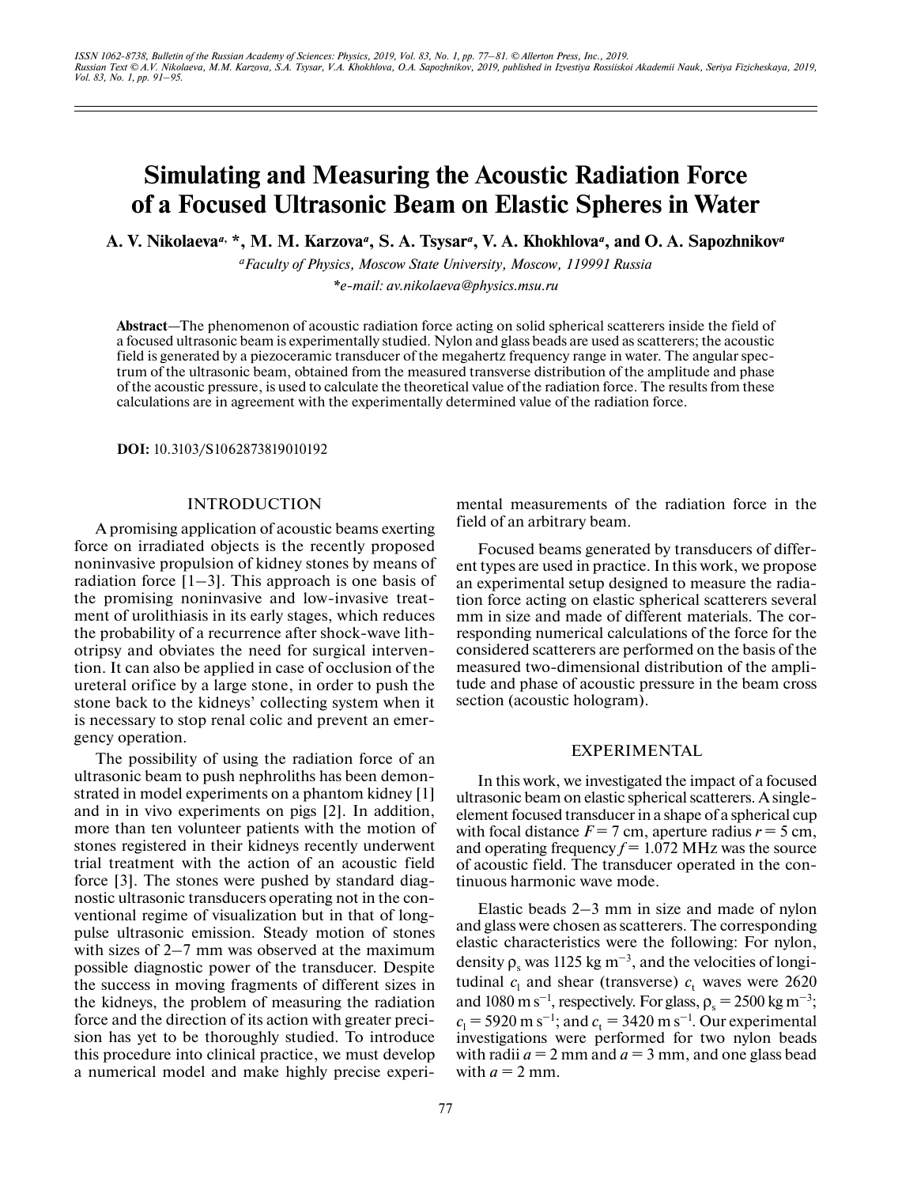# Simulating and Measuring the Acoustic Radiation Force of a Focused Ultrasonic Beam on Elastic Spheres in Water

**A. V. Nikolaeva[a,] \*, M. M. Karzova[a], S. A. Tsysar[a], V. A. Khokhlova[a], and O. A. Sapozhnikov[a]**

[a]*Faculty of Physics, Moscow State University, Moscow, 119991 Russia*

*\*e-mail: av.nikolaeva@physics.msu.ru*

**Abstract**—The phenomenon of acoustic radiation force acting on solid spherical scatterers inside the field of a focused ultrasonic beam is experimentally studied. Nylon and glass beads are used as scatterers; the acoustic field is generated by a piezoceramic transducer of the megahertz frequency range in water. The angular spectrum of the ultrasonic beam, obtained from the measured transverse distribution of the amplitude and phase of the acoustic pressure, is used to calculate the theoretical value of the radiation force. The results from these calculations are in agreement with the experimentally determined value of the radiation force.

**DOI:** 10.3103/S1062873819010192

## INTRODUCTION

A promising application of acoustic beams exerting force on irradiated objects is the recently proposed noninvasive propulsion of kidney stones by means of radiation force [1–3]. This approach is one basis of the promising noninvasive and low-invasive treatment of urolithiasis in its early stages, which reduces the probability of a recurrence after shock-wave lithotripsy and obviates the need for surgical intervention. It can also be applied in case of occlusion of the ureteral orifice by a large stone, in order to push the stone back to the kidneys' collecting system when it is necessary to stop renal colic and prevent an emergency operation.

The possibility of using the radiation force of an ultrasonic beam to push nephroliths has been demonstrated in model experiments on a phantom kidney [1] and in in vivo experiments on pigs [2]. In addition, more than ten volunteer patients with the motion of stones registered in their kidneys recently underwent trial treatment with the action of an acoustic field force [3]. The stones were pushed by standard diagnostic ultrasonic transducers operating not in the conventional regime of visualization but in that of long-pulse ultrasonic emission. Steady motion of stones with sizes of 2–7 mm was observed at the maximum possible diagnostic power of the transducer. Despite the success in moving fragments of different sizes in the kidneys, the problem of measuring the radiation force and the direction of its action with greater precision has yet to be thoroughly studied. To introduce this procedure into clinical practice, we must develop a numerical model and make highly precise experimental measurements of the radiation force in the field of an arbitrary beam.

Focused beams generated by transducers of different types are used in practice. In this work, we propose an experimental setup designed to measure the radiation force acting on elastic spherical scatterers several mm in size and made of different materials. The corresponding numerical calculations of the force for the considered scatterers are performed on the basis of the measured two-dimensional distribution of the amplitude and phase of acoustic pressure in the beam cross section (acoustic hologram).

## EXPERIMENTAL

In this work, we investigated the impact of a focused ultrasonic beam on elastic spherical scatterers. A single-element focused transducer in a shape of a spherical cup with focal distance $F = 7$ cm, aperture radius $r = 5$ cm, and operating frequency $f = 1.072$ MHz was the source of acoustic field. The transducer operated in the continuous harmonic wave mode.

Elastic beads 2–3 mm in size and made of nylon and glass were chosen as scatterers. The corresponding elastic characteristics were the following: For nylon, density $\rho_s$ was 1125 kg m$^{-3}$, and the velocities of longitudinal $c_l$ and shear (transverse) $c_t$ waves were 2620 and 1080 m s$^{-1}$, respectively. For glass, $\rho_s = 2500$ kg m$^{-3}$; $c_l = 5920$ m s$^{-1}$; and $c_t = 3420$ m s$^{-1}$. Our experimental investigations were performed for two nylon beads with radii $a = 2$ mm and $a = 3$ mm, and one glass bead with $a = 2$ mm.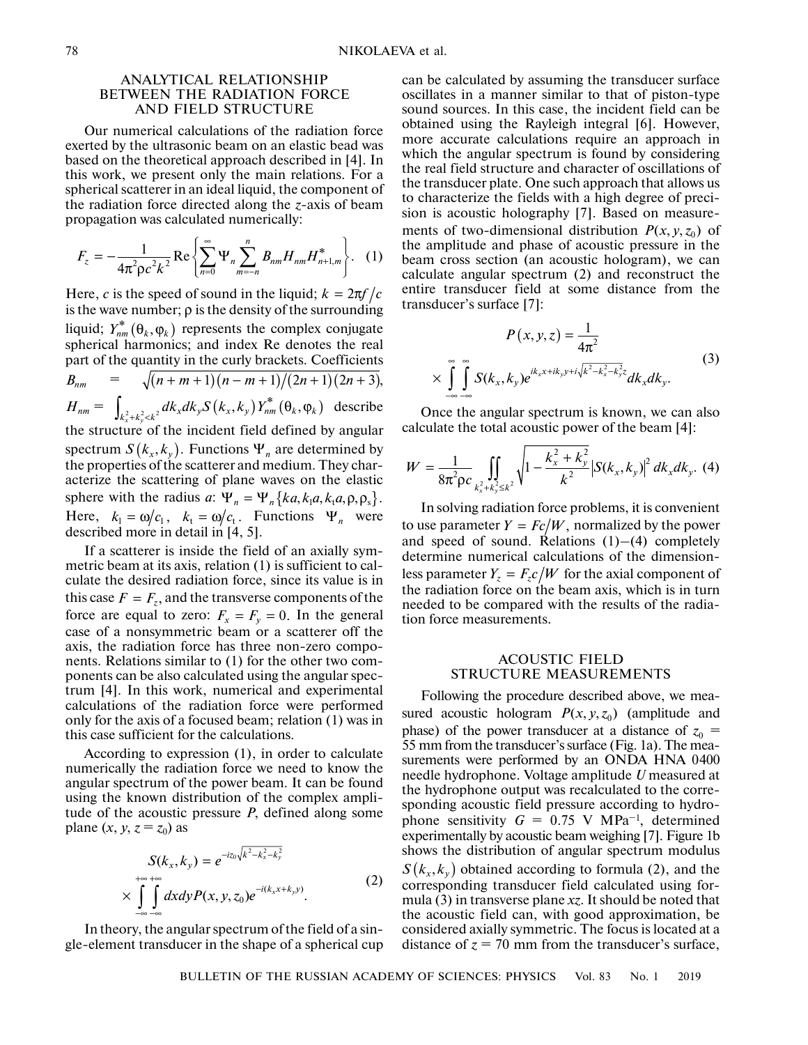## ANALYTICAL RELATIONSHIP BETWEEN THE RADIATION FORCE AND FIELD STRUCTURE

Our numerical calculations of the radiation force exerted by the ultrasonic beam on an elastic bead was based on the theoretical approach described in [4]. In this work, we present only the main relations. For a spherical scatterer in an ideal liquid, the component of the radiation force directed along the $z$-axis of beam propagation was calculated numerically:

$$F_z = -\frac{1}{4\pi^2 \rho c^2 k^2} \operatorname{Re}\left\{ \sum_{n=0}^{\infty} \Psi_n \sum_{m=-n}^{n} B_{nm} H_{nm} H_{n+1,m}^{*} \right\}. \quad (1)$$

Here, $c$ is the speed of sound in the liquid; $k = 2\pi f / c$ is the wave number; $\rho$ is the density of the surrounding liquid; $Y_{nm}^{*}(\theta_k, \varphi_k)$ represents the complex conjugate spherical harmonics; and index Re denotes the real part of the quantity in the curly brackets. Coefficients $B_{nm} = \sqrt{(n+m+1)(n-m+1)/(2n+1)(2n+3)}$, $H_{nm} = \int_{k_x^2+k_y^2<k^2} dk_x dk_y S(k_x, k_y) Y_{nm}^{*}(\theta_k, \varphi_k)$ describe the structure of the incident field defined by angular spectrum $S(k_x, k_y)$. Functions $\Psi_n$ are determined by the properties of the scatterer and medium. They characterize the scattering of plane waves on the elastic sphere with the radius $a$: $\Psi_n = \Psi_n\{ka, k_l a, k_t a, \rho, \rho_s\}$. Here, $k_l = \omega/c_l$, $k_t = \omega/c_t$. Functions $\Psi_n$ were described more in detail in [4, 5].

If a scatterer is inside the field of an axially symmetric beam at its axis, relation (1) is sufficient to calculate the desired radiation force, since its value is in this case $F = F_z$, and the transverse components of the force are equal to zero: $F_x = F_y = 0$. In the general case of a nonsymmetric beam or a scatterer off the axis, the radiation force has three non-zero components. Relations similar to (1) for the other two components can be also calculated using the angular spectrum [4]. In this work, numerical and experimental calculations of the radiation force were performed only for the axis of a focused beam; relation (1) was in this case sufficient for the calculations.

According to expression (1), in order to calculate numerically the radiation force we need to know the angular spectrum of the power beam. It can be found using the known distribution of the complex amplitude of the acoustic pressure $P$, defined along some plane $(x, y, z = z_0)$ as

$$S(k_x, k_y) = e^{-iz_0\sqrt{k^2-k_x^2-k_y^2}} \times \int_{-\infty}^{+\infty}\int_{-\infty}^{+\infty} dx dy P(x, y, z_0) e^{-i(k_x x + k_y y)}. \quad (2)$$

In theory, the angular spectrum of the field of a single-element transducer in the shape of a spherical cup can be calculated by assuming the transducer surface oscillates in a manner similar to that of piston-type sound sources. In this case, the incident field can be obtained using the Rayleigh integral [6]. However, more accurate calculations require an approach in which the angular spectrum is found by considering the real field structure and character of oscillations of the transducer plate. One such approach that allows us to characterize the fields with a high degree of precision is acoustic holography [7]. Based on measurements of two-dimensional distribution $P(x, y, z_0)$ of the amplitude and phase of acoustic pressure in the beam cross section (an acoustic hologram), we can calculate angular spectrum (2) and reconstruct the entire transducer field at some distance from the transducer's surface [7]:

$$P(x, y, z) = \frac{1}{4\pi^2} \times \int_{-\infty}^{\infty}\int_{-\infty}^{\infty} S(k_x, k_y) e^{ik_x x + ik_y y + i\sqrt{k^2-k_x^2-k_y^2} z} dk_x dk_y. \quad (3)$$

Once the angular spectrum is known, we can also calculate the total acoustic power of the beam [4]:

$$W = \frac{1}{8\pi^2 \rho c} \iint_{k_x^2+k_y^2 \le k^2} \sqrt{1 - \frac{k_x^2 + k_y^2}{k^2}} \left| S(k_x, k_y) \right|^2 dk_x dk_y. \quad (4)$$

In solving radiation force problems, it is convenient to use parameter $Y = Fc/W$, normalized by the power and speed of sound. Relations (1)–(4) completely determine numerical calculations of the dimensionless parameter $Y_z = F_z c/W$ for the axial component of the radiation force on the beam axis, which is in turn needed to be compared with the results of the radiation force measurements.

## ACOUSTIC FIELD STRUCTURE MEASUREMENTS

Following the procedure described above, we measured acoustic hologram $P(x, y, z_0)$ (amplitude and phase) of the power transducer at a distance of $z_0$ = 55 mm from the transducer's surface (Fig. 1a). The measurements were performed by an ONDA HNA 0400 needle hydrophone. Voltage amplitude $U$ measured at the hydrophone output was recalculated to the corresponding acoustic field pressure according to hydrophone sensitivity $G$ = 0.75 V MPa$^{-1}$, determined experimentally by acoustic beam weighing [7]. Figure 1b shows the distribution of angular spectrum modulus $S(k_x, k_y)$ obtained according to formula (2), and the corresponding transducer field calculated using formula (3) in transverse plane $xz$. It should be noted that the acoustic field can, with good approximation, be considered axially symmetric. The focus is located at a distance of $z$ = 70 mm from the transducer's surface,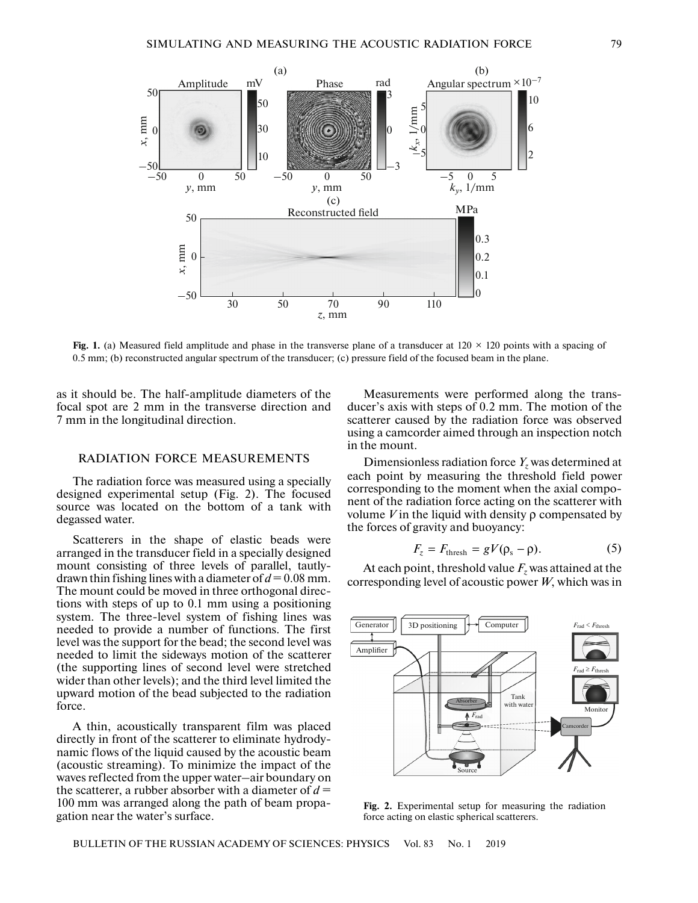**Fig. 1.** (a) Measured field amplitude and phase in the transverse plane of a transducer at 120 × 120 points with a spacing of 0.5 mm; (b) reconstructed angular spectrum of the transducer; (c) pressure field of the focused beam in the plane.

as it should be. The half-amplitude diameters of the focal spot are 2 mm in the transverse direction and 7 mm in the longitudinal direction.

## RADIATION FORCE MEASUREMENTS

The radiation force was measured using a specially designed experimental setup (Fig. 2). The focused source was located on the bottom of a tank with degassed water.

Scatterers in the shape of elastic beads were arranged in the transducer field in a specially designed mount consisting of three levels of parallel, tautly-drawn thin fishing lines with a diameter of $d = 0.08$ mm. The mount could be moved in three orthogonal directions with steps of up to 0.1 mm using a positioning system. The three-level system of fishing lines was needed to provide a number of functions. The first level was the support for the bead; the second level was needed to limit the sideways motion of the scatterer (the supporting lines of second level were stretched wider than other levels); and the third level limited the upward motion of the bead subjected to the radiation force.

A thin, acoustically transparent film was placed directly in front of the scatterer to eliminate hydrodynamic flows of the liquid caused by the acoustic beam (acoustic streaming). To minimize the impact of the waves reflected from the upper water–air boundary on the scatterer, a rubber absorber with a diameter of $d = 100$ mm was arranged along the path of beam propagation near the water's surface.

Measurements were performed along the transducer's axis with steps of 0.2 mm. The motion of the scatterer caused by the radiation force was observed using a camcorder aimed through an inspection notch in the mount.

Dimensionless radiation force $Y_z$ was determined at each point by measuring the threshold field power corresponding to the moment when the axial component of the radiation force acting on the scatterer with volume $V$ in the liquid with density $\rho$ compensated by the forces of gravity and buoyancy:

$$F_z = F_{\text{thresh}} = gV(\rho_s - \rho). \tag{5}$$

At each point, threshold value $F_z$ was attained at the corresponding level of acoustic power $W$, which was in

**Fig. 2.** Experimental setup for measuring the radiation force acting on elastic spherical scatterers.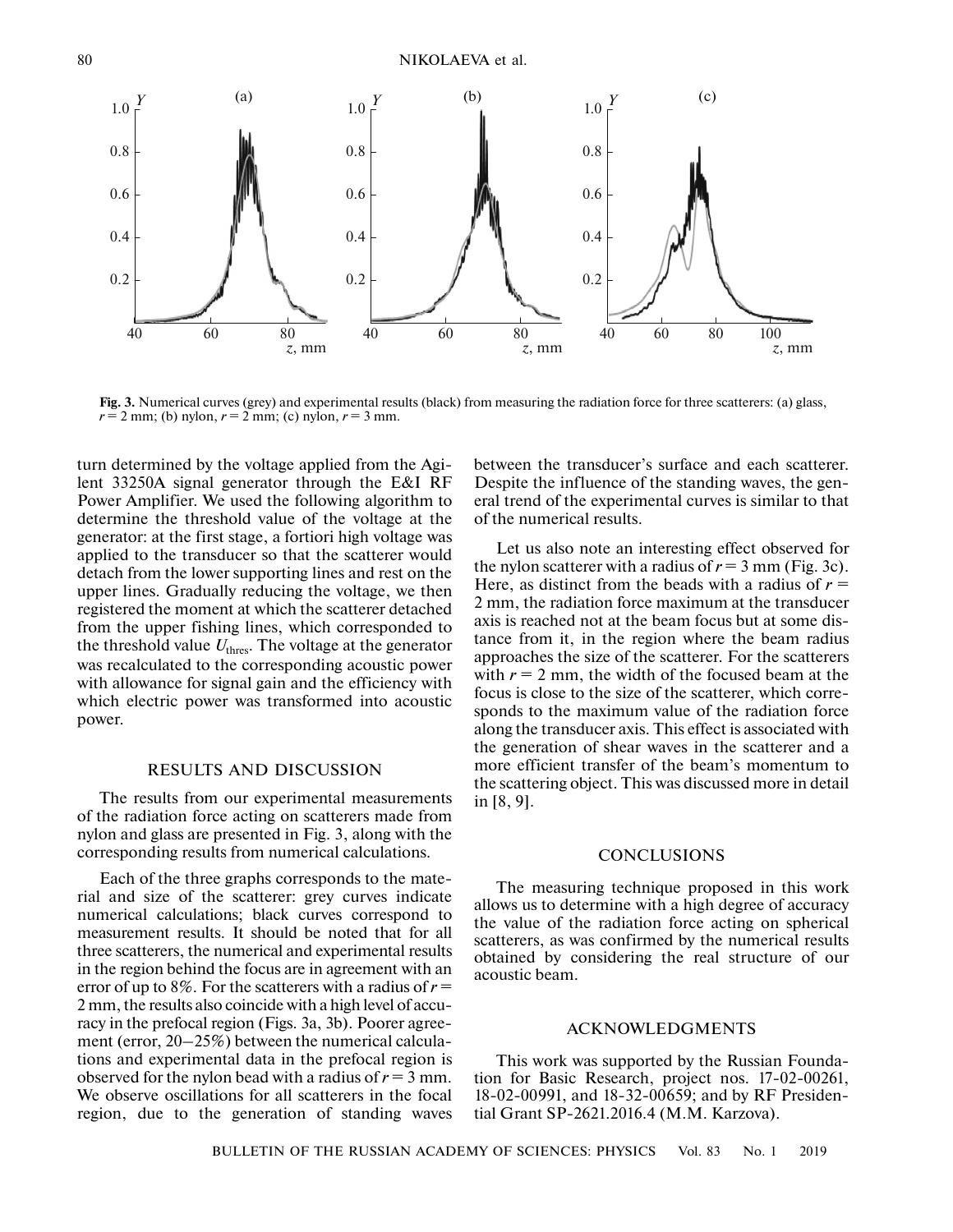Fig. 3. Numerical curves (grey) and experimental results (black) from measuring the radiation force for three scatterers: (a) glass, $r = 2$ mm; (b) nylon, $r = 2$ mm; (c) nylon, $r = 3$ mm.

turn determined by the voltage applied from the Agilent 33250A signal generator through the E&I RF Power Amplifier. We used the following algorithm to determine the threshold value of the voltage at the generator: at the first stage, a fortiori high voltage was applied to the transducer so that the scatterer would detach from the lower supporting lines and rest on the upper lines. Gradually reducing the voltage, we then registered the moment at which the scatterer detached from the upper fishing lines, which corresponded to the threshold value $U_{\text{thres}}$. The voltage at the generator was recalculated to the corresponding acoustic power with allowance for signal gain and the efficiency with which electric power was transformed into acoustic power.

## RESULTS AND DISCUSSION

The results from our experimental measurements of the radiation force acting on scatterers made from nylon and glass are presented in Fig. 3, along with the corresponding results from numerical calculations.

Each of the three graphs corresponds to the material and size of the scatterer: grey curves indicate numerical calculations; black curves correspond to measurement results. It should be noted that for all three scatterers, the numerical and experimental results in the region behind the focus are in agreement with an error of up to 8%. For the scatterers with a radius of $r = 2$ mm, the results also coincide with a high level of accuracy in the prefocal region (Figs. 3a, 3b). Poorer agreement (error, 20–25%) between the numerical calculations and experimental data in the prefocal region is observed for the nylon bead with a radius of $r = 3$ mm. We observe oscillations for all scatterers in the focal region, due to the generation of standing waves between the transducer's surface and each scatterer. Despite the influence of the standing waves, the general trend of the experimental curves is similar to that of the numerical results.

Let us also note an interesting effect observed for the nylon scatterer with a radius of $r = 3$ mm (Fig. 3c). Here, as distinct from the beads with a radius of $r = 2$ mm, the radiation force maximum at the transducer axis is reached not at the beam focus but at some distance from it, in the region where the beam radius approaches the size of the scatterer. For the scatterers with $r = 2$ mm, the width of the focused beam at the focus is close to the size of the scatterer, which corresponds to the maximum value of the radiation force along the transducer axis. This effect is associated with the generation of shear waves in the scatterer and a more efficient transfer of the beam's momentum to the scattering object. This was discussed more in detail in [8, 9].

## CONCLUSIONS

The measuring technique proposed in this work allows us to determine with a high degree of accuracy the value of the radiation force acting on spherical scatterers, as was confirmed by the numerical results obtained by considering the real structure of our acoustic beam.

## ACKNOWLEDGMENTS

This work was supported by the Russian Foundation for Basic Research, project nos. 17-02-00261, 18-02-00991, and 18-32-00659; and by RF Presidential Grant SP-2621.2016.4 (M.M. Karzova).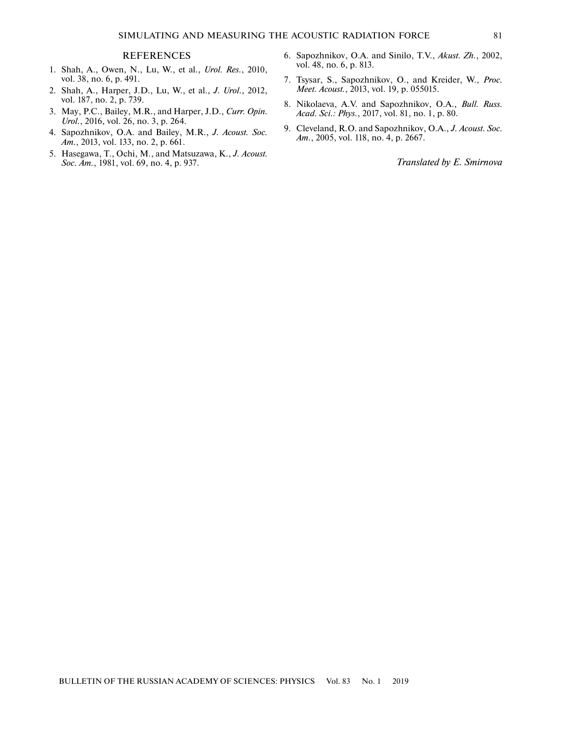## REFERENCES

1. Shah, A., Owen, N., Lu, W., et al., *Urol. Res.*, 2010, vol. 38, no. 6, p. 491.
2. Shah, A., Harper, J.D., Lu, W., et al., *J. Urol.*, 2012, vol. 187, no. 2, p. 739.
3. May, P.C., Bailey, M.R., and Harper, J.D., *Curr. Opin. Urol.*, 2016, vol. 26, no. 3, p. 264.
4. Sapozhnikov, O.A. and Bailey, M.R., *J. Acoust. Soc. Am.*, 2013, vol. 133, no. 2, p. 661.
5. Hasegawa, T., Ochi, M., and Matsuzawa, K., *J. Acoust. Soc. Am.*, 1981, vol. 69, no. 4, p. 937.
6. Sapozhnikov, O.A. and Sinilo, T.V., *Akust. Zh.*, 2002, vol. 48, no. 6, p. 813.
7. Tsysar, S., Sapozhnikov, O., and Kreider, W., *Proc. Meet. Acoust.*, 2013, vol. 19, p. 055015.
8. Nikolaeva, A.V. and Sapozhnikov, O.A., *Bull. Russ. Acad. Sci.: Phys.*, 2017, vol. 81, no. 1, p. 80.
9. Cleveland, R.O. and Sapozhnikov, O.A., *J. Acoust. Soc. Am.*, 2005, vol. 118, no. 4, p. 2667.

*Translated by E. Smirnova*